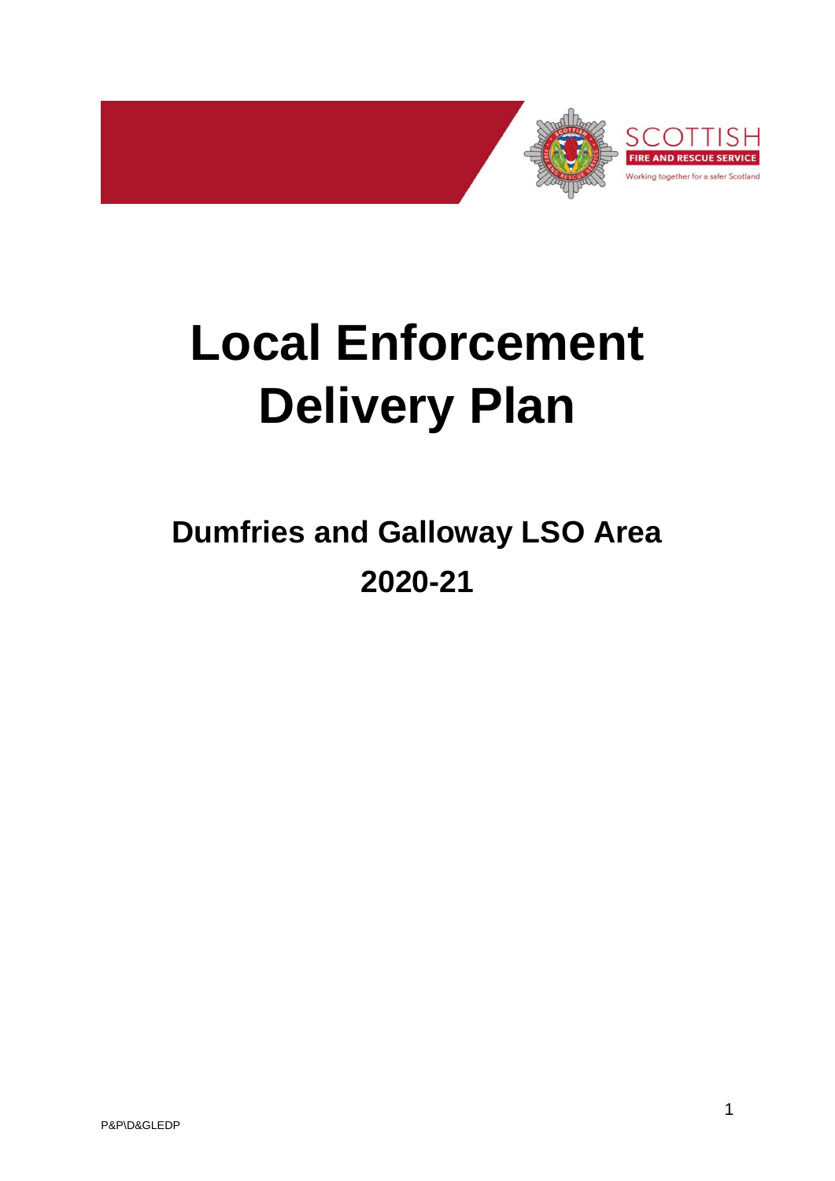# Local Enforcement Delivery Plan

## Dumfries and Galloway LSO Area

## 2020-21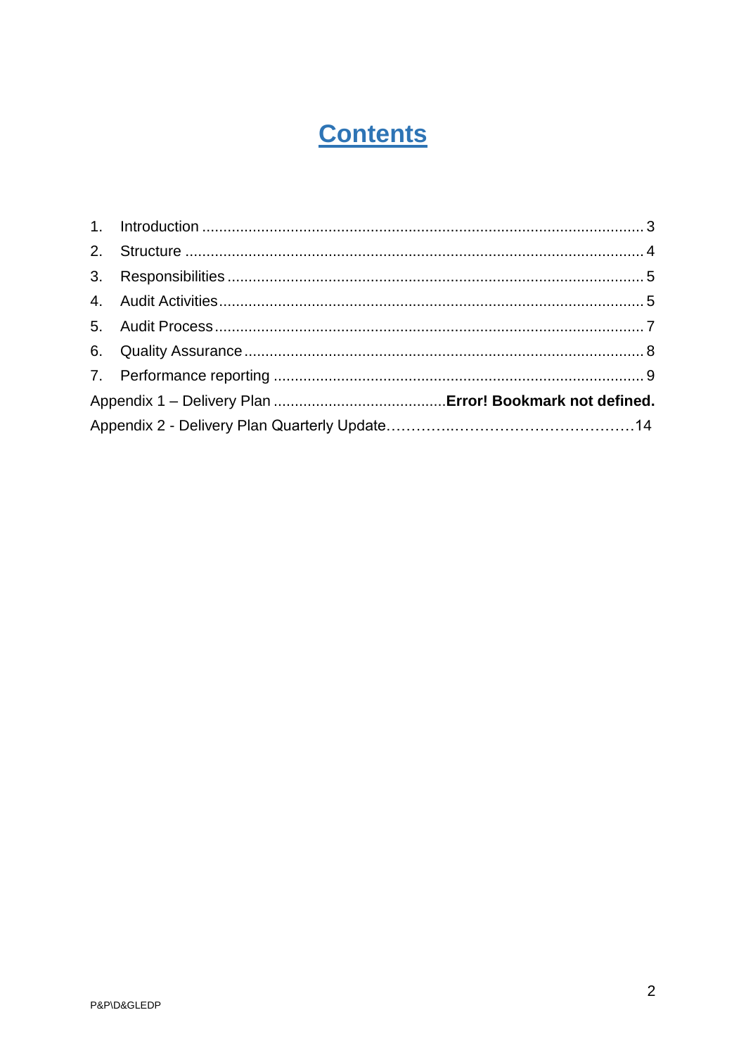# Contents

1. Introduction ........................................................................................................ 3
2. Structure ............................................................................................................ 4
3. Responsibilities .................................................................................................. 5
4. Audit Activities .................................................................................................... 5
5. Audit Process ..................................................................................................... 7
6. Quality Assurance .............................................................................................. 8
7. Performance reporting ....................................................................................... 9

Appendix 1 – Delivery Plan .........................................**Error! Bookmark not defined.**

Appendix 2 - Delivery Plan Quarterly Update…………..………………………………14

P&P\D&GLEDP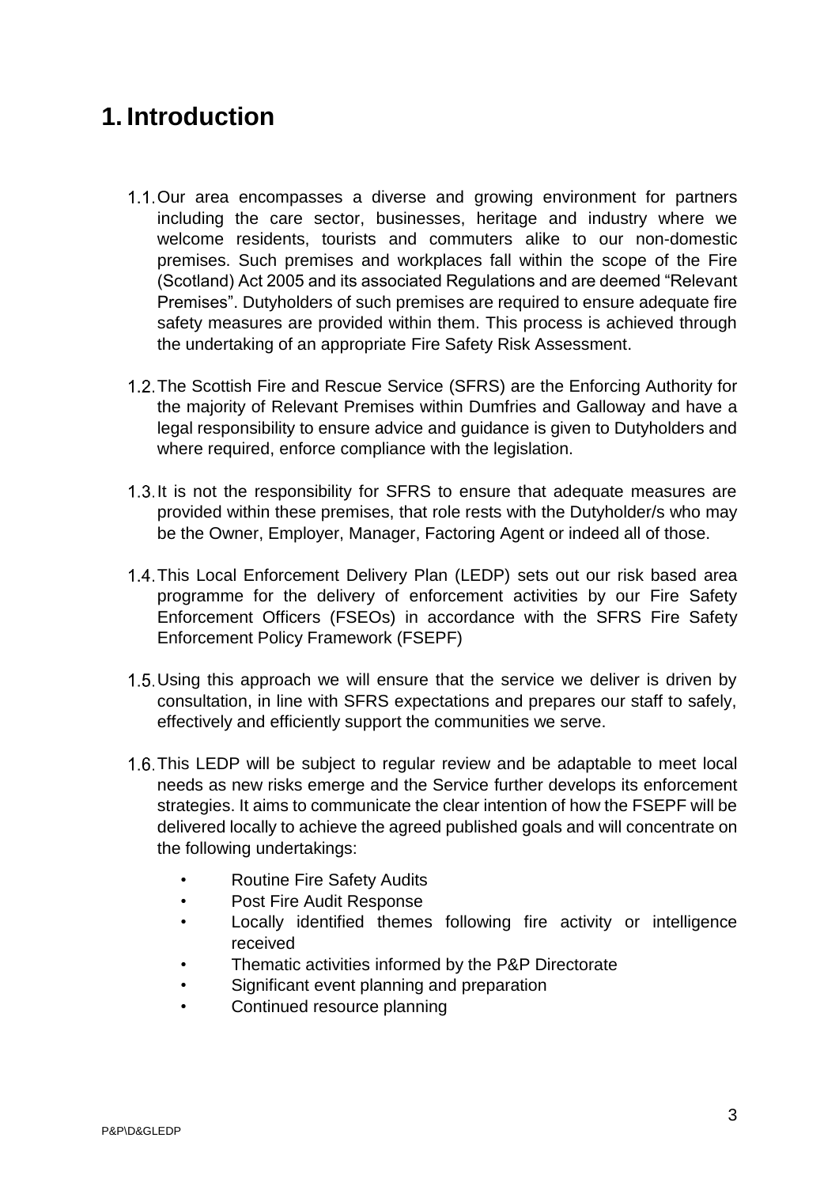# 1. Introduction

1.1. Our area encompasses a diverse and growing environment for partners including the care sector, businesses, heritage and industry where we welcome residents, tourists and commuters alike to our non-domestic premises. Such premises and workplaces fall within the scope of the Fire (Scotland) Act 2005 and its associated Regulations and are deemed "Relevant Premises". Dutyholders of such premises are required to ensure adequate fire safety measures are provided within them. This process is achieved through the undertaking of an appropriate Fire Safety Risk Assessment.

1.2. The Scottish Fire and Rescue Service (SFRS) are the Enforcing Authority for the majority of Relevant Premises within Dumfries and Galloway and have a legal responsibility to ensure advice and guidance is given to Dutyholders and where required, enforce compliance with the legislation.

1.3. It is not the responsibility for SFRS to ensure that adequate measures are provided within these premises, that role rests with the Dutyholder/s who may be the Owner, Employer, Manager, Factoring Agent or indeed all of those.

1.4. This Local Enforcement Delivery Plan (LEDP) sets out our risk based area programme for the delivery of enforcement activities by our Fire Safety Enforcement Officers (FSEOs) in accordance with the SFRS Fire Safety Enforcement Policy Framework (FSEPF)

1.5. Using this approach we will ensure that the service we deliver is driven by consultation, in line with SFRS expectations and prepares our staff to safely, effectively and efficiently support the communities we serve.

1.6. This LEDP will be subject to regular review and be adaptable to meet local needs as new risks emerge and the Service further develops its enforcement strategies. It aims to communicate the clear intention of how the FSEPF will be delivered locally to achieve the agreed published goals and will concentrate on the following undertakings:

- Routine Fire Safety Audits
- Post Fire Audit Response
- Locally identified themes following fire activity or intelligence received
- Thematic activities informed by the P&P Directorate
- Significant event planning and preparation
- Continued resource planning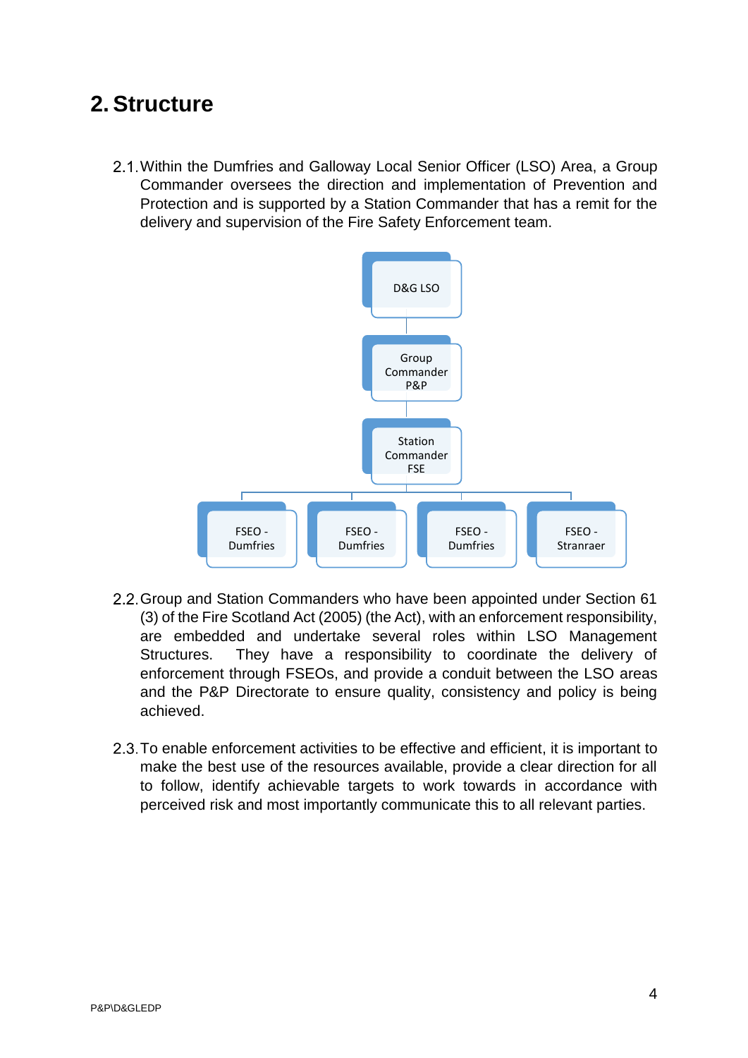# 2. Structure

2.1. Within the Dumfries and Galloway Local Senior Officer (LSO) Area, a Group Commander oversees the direction and implementation of Prevention and Protection and is supported by a Station Commander that has a remit for the delivery and supervision of the Fire Safety Enforcement team.

- D&G LSO
  - Group Commander P&P
    - Station Commander FSE
      - FSEO - Dumfries
      - FSEO - Dumfries
      - FSEO - Dumfries
      - FSEO - Stranraer

2.2. Group and Station Commanders who have been appointed under Section 61 (3) of the Fire Scotland Act (2005) (the Act), with an enforcement responsibility, are embedded and undertake several roles within LSO Management Structures. They have a responsibility to coordinate the delivery of enforcement through FSEOs, and provide a conduit between the LSO areas and the P&P Directorate to ensure quality, consistency and policy is being achieved.

2.3. To enable enforcement activities to be effective and efficient, it is important to make the best use of the resources available, provide a clear direction for all to follow, identify achievable targets to work towards in accordance with perceived risk and most importantly communicate this to all relevant parties.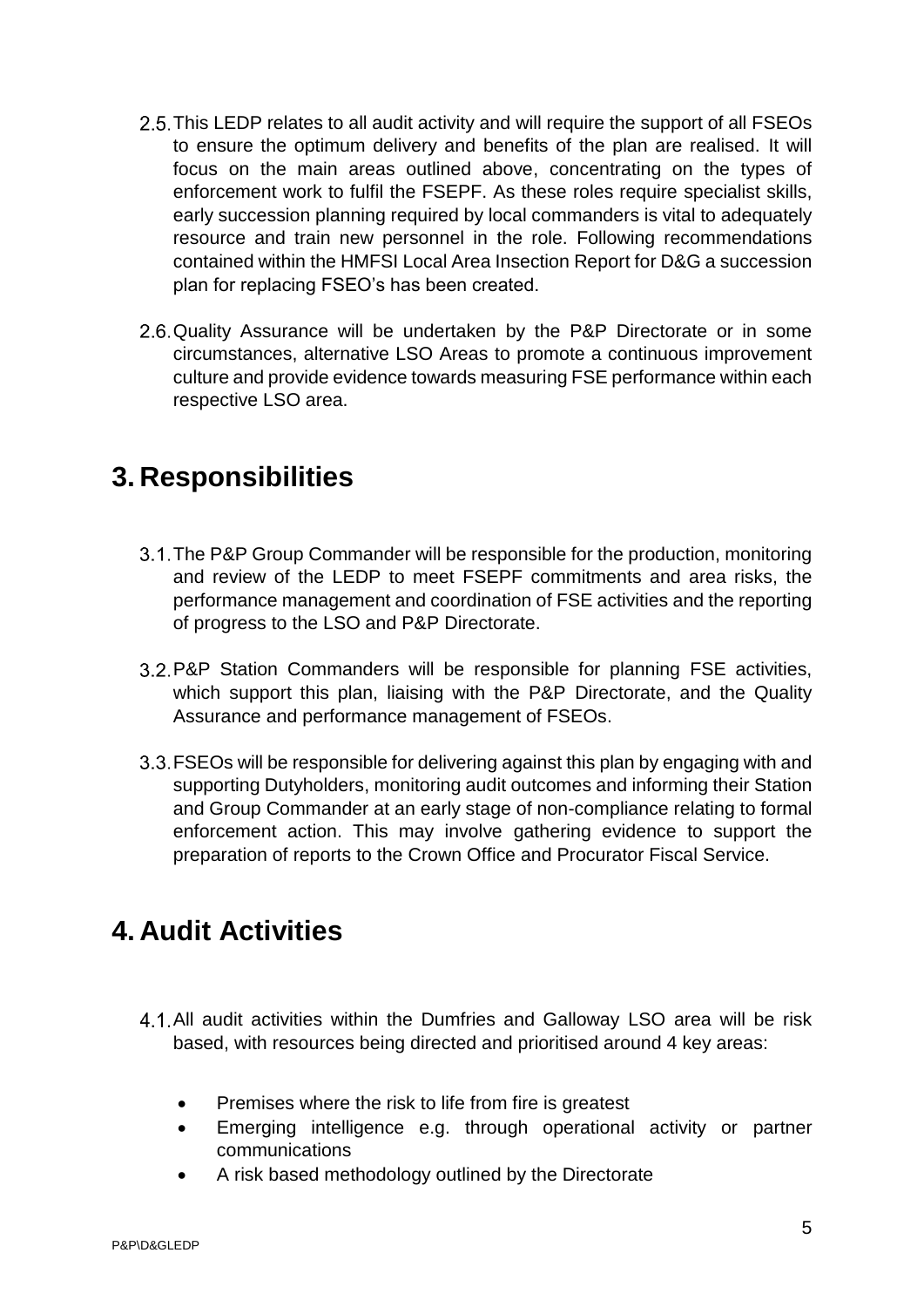2.5. This LEDP relates to all audit activity and will require the support of all FSEOs to ensure the optimum delivery and benefits of the plan are realised. It will focus on the main areas outlined above, concentrating on the types of enforcement work to fulfil the FSEPF. As these roles require specialist skills, early succession planning required by local commanders is vital to adequately resource and train new personnel in the role. Following recommendations contained within the HMFSI Local Area Insection Report for D&G a succession plan for replacing FSEO's has been created.

2.6. Quality Assurance will be undertaken by the P&P Directorate or in some circumstances, alternative LSO Areas to promote a continuous improvement culture and provide evidence towards measuring FSE performance within each respective LSO area.

# 3. Responsibilities

3.1. The P&P Group Commander will be responsible for the production, monitoring and review of the LEDP to meet FSEPF commitments and area risks, the performance management and coordination of FSE activities and the reporting of progress to the LSO and P&P Directorate.

3.2. P&P Station Commanders will be responsible for planning FSE activities, which support this plan, liaising with the P&P Directorate, and the Quality Assurance and performance management of FSEOs.

3.3. FSEOs will be responsible for delivering against this plan by engaging with and supporting Dutyholders, monitoring audit outcomes and informing their Station and Group Commander at an early stage of non-compliance relating to formal enforcement action. This may involve gathering evidence to support the preparation of reports to the Crown Office and Procurator Fiscal Service.

# 4. Audit Activities

4.1. All audit activities within the Dumfries and Galloway LSO area will be risk based, with resources being directed and prioritised around 4 key areas:

- Premises where the risk to life from fire is greatest
- Emerging intelligence e.g. through operational activity or partner communications
- A risk based methodology outlined by the Directorate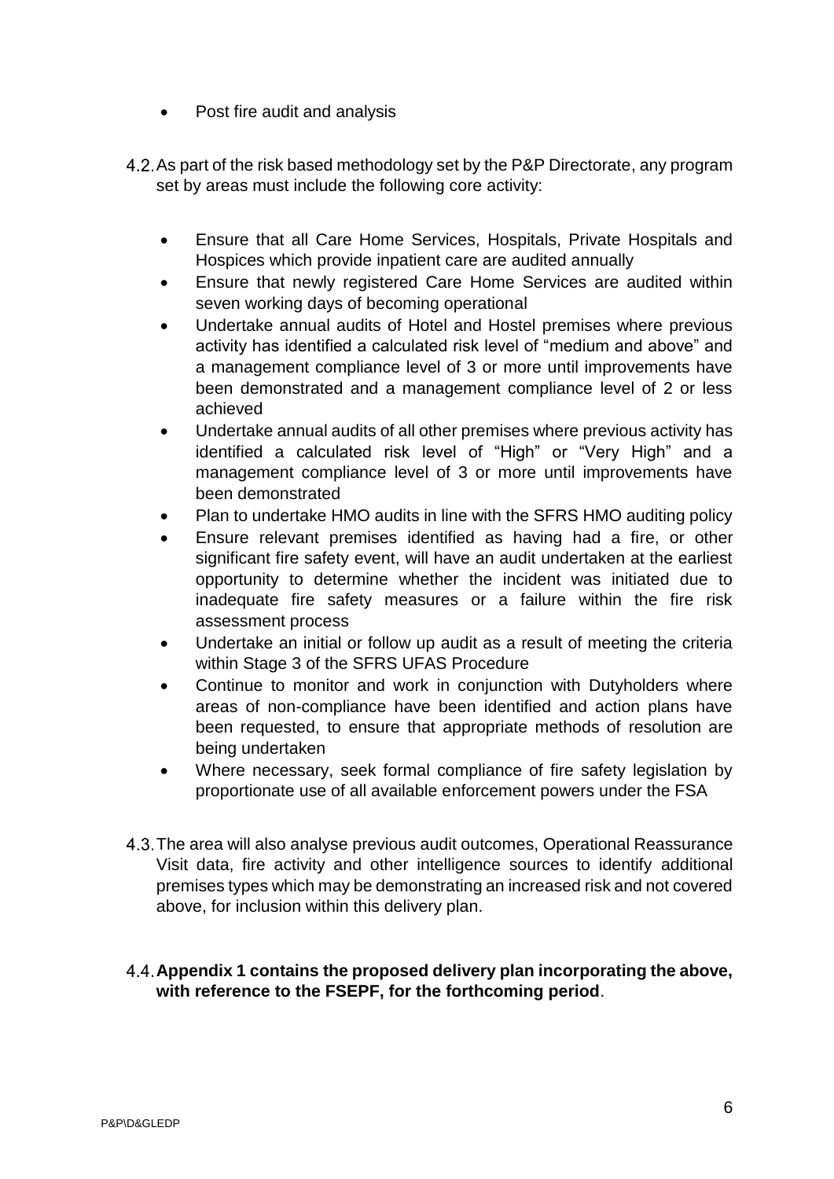- Post fire audit and analysis

4.2. As part of the risk based methodology set by the P&P Directorate, any program set by areas must include the following core activity:

  - Ensure that all Care Home Services, Hospitals, Private Hospitals and Hospices which provide inpatient care are audited annually
  - Ensure that newly registered Care Home Services are audited within seven working days of becoming operational
  - Undertake annual audits of Hotel and Hostel premises where previous activity has identified a calculated risk level of "medium and above" and a management compliance level of 3 or more until improvements have been demonstrated and a management compliance level of 2 or less achieved
  - Undertake annual audits of all other premises where previous activity has identified a calculated risk level of "High" or "Very High" and a management compliance level of 3 or more until improvements have been demonstrated
  - Plan to undertake HMO audits in line with the SFRS HMO auditing policy
  - Ensure relevant premises identified as having had a fire, or other significant fire safety event, will have an audit undertaken at the earliest opportunity to determine whether the incident was initiated due to inadequate fire safety measures or a failure within the fire risk assessment process
  - Undertake an initial or follow up audit as a result of meeting the criteria within Stage 3 of the SFRS UFAS Procedure
  - Continue to monitor and work in conjunction with Dutyholders where areas of non-compliance have been identified and action plans have been requested, to ensure that appropriate methods of resolution are being undertaken
  - Where necessary, seek formal compliance of fire safety legislation by proportionate use of all available enforcement powers under the FSA

4.3. The area will also analyse previous audit outcomes, Operational Reassurance Visit data, fire activity and other intelligence sources to identify additional premises types which may be demonstrating an increased risk and not covered above, for inclusion within this delivery plan.

4.4. **Appendix 1 contains the proposed delivery plan incorporating the above, with reference to the FSEPF, for the forthcoming period**.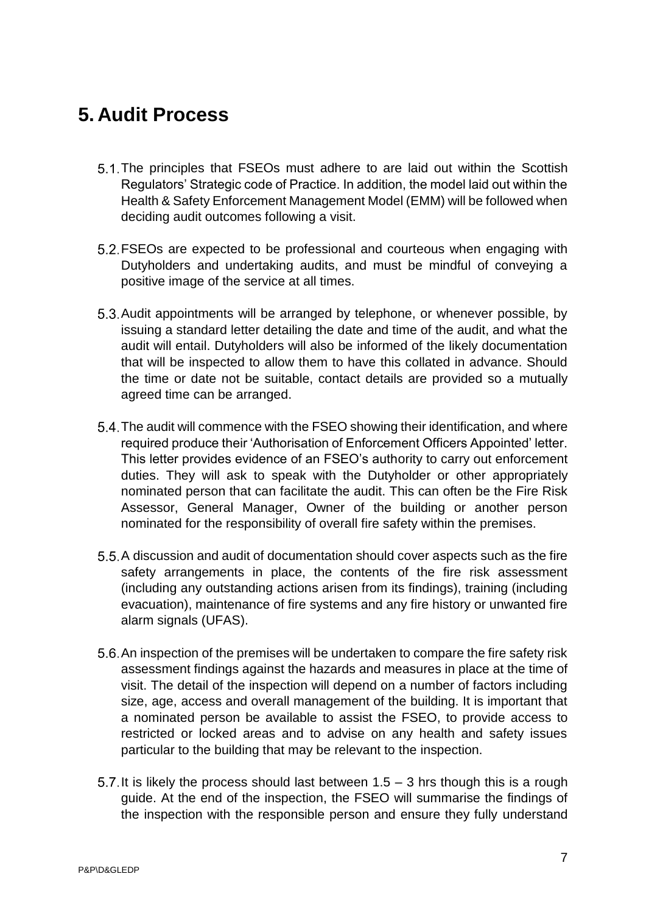# 5. Audit Process

5.1. The principles that FSEOs must adhere to are laid out within the Scottish Regulators' Strategic code of Practice. In addition, the model laid out within the Health & Safety Enforcement Management Model (EMM) will be followed when deciding audit outcomes following a visit.

5.2. FSEOs are expected to be professional and courteous when engaging with Dutyholders and undertaking audits, and must be mindful of conveying a positive image of the service at all times.

5.3. Audit appointments will be arranged by telephone, or whenever possible, by issuing a standard letter detailing the date and time of the audit, and what the audit will entail. Dutyholders will also be informed of the likely documentation that will be inspected to allow them to have this collated in advance. Should the time or date not be suitable, contact details are provided so a mutually agreed time can be arranged.

5.4. The audit will commence with the FSEO showing their identification, and where required produce their 'Authorisation of Enforcement Officers Appointed' letter. This letter provides evidence of an FSEO's authority to carry out enforcement duties. They will ask to speak with the Dutyholder or other appropriately nominated person that can facilitate the audit. This can often be the Fire Risk Assessor, General Manager, Owner of the building or another person nominated for the responsibility of overall fire safety within the premises.

5.5. A discussion and audit of documentation should cover aspects such as the fire safety arrangements in place, the contents of the fire risk assessment (including any outstanding actions arisen from its findings), training (including evacuation), maintenance of fire systems and any fire history or unwanted fire alarm signals (UFAS).

5.6. An inspection of the premises will be undertaken to compare the fire safety risk assessment findings against the hazards and measures in place at the time of visit. The detail of the inspection will depend on a number of factors including size, age, access and overall management of the building. It is important that a nominated person be available to assist the FSEO, to provide access to restricted or locked areas and to advise on any health and safety issues particular to the building that may be relevant to the inspection.

5.7. It is likely the process should last between 1.5 – 3 hrs though this is a rough guide. At the end of the inspection, the FSEO will summarise the findings of the inspection with the responsible person and ensure they fully understand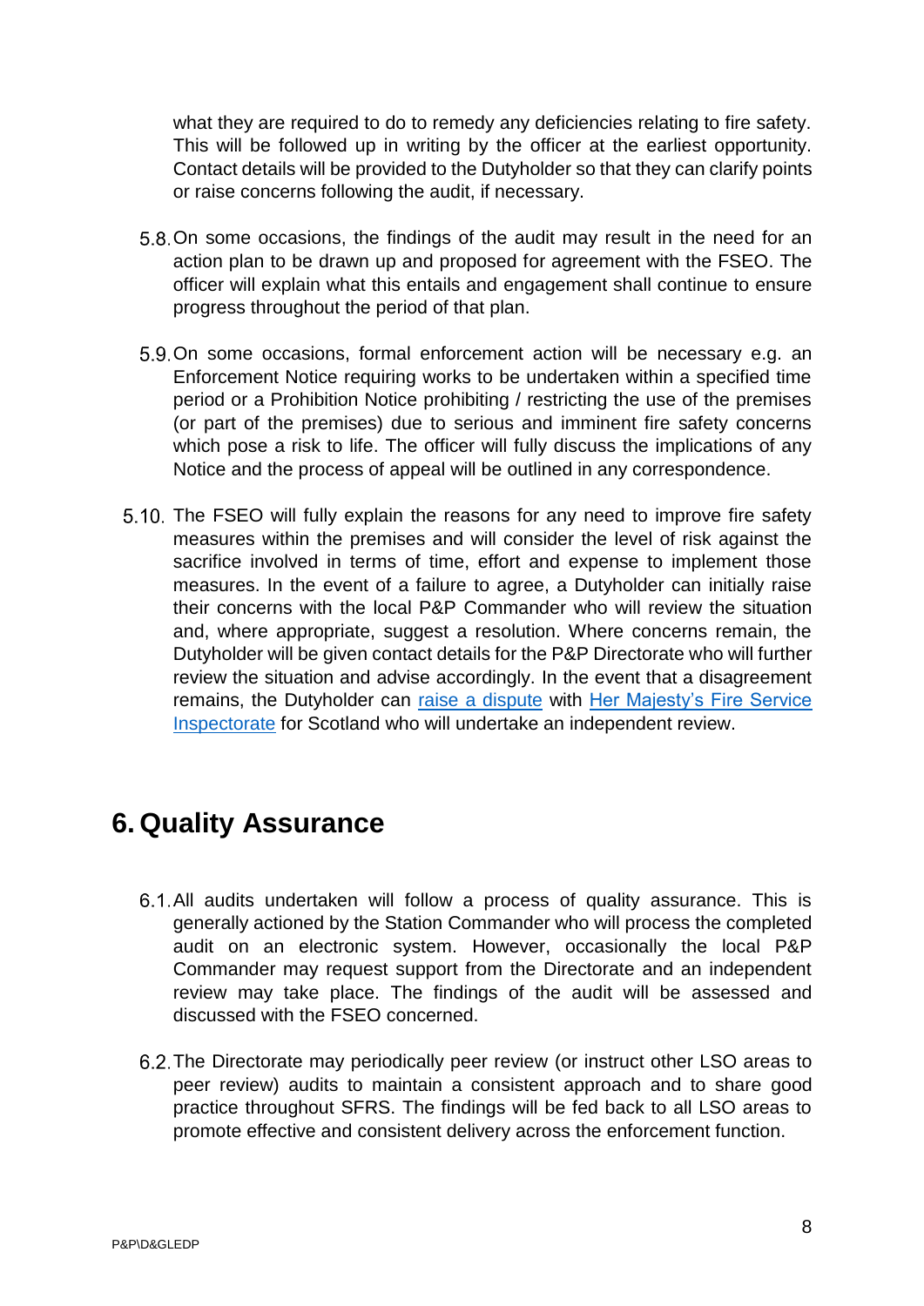what they are required to do to remedy any deficiencies relating to fire safety. This will be followed up in writing by the officer at the earliest opportunity. Contact details will be provided to the Dutyholder so that they can clarify points or raise concerns following the audit, if necessary.

5.8. On some occasions, the findings of the audit may result in the need for an action plan to be drawn up and proposed for agreement with the FSEO. The officer will explain what this entails and engagement shall continue to ensure progress throughout the period of that plan.

5.9. On some occasions, formal enforcement action will be necessary e.g. an Enforcement Notice requiring works to be undertaken within a specified time period or a Prohibition Notice prohibiting / restricting the use of the premises (or part of the premises) due to serious and imminent fire safety concerns which pose a risk to life. The officer will fully discuss the implications of any Notice and the process of appeal will be outlined in any correspondence.

5.10. The FSEO will fully explain the reasons for any need to improve fire safety measures within the premises and will consider the level of risk against the sacrifice involved in terms of time, effort and expense to implement those measures. In the event of a failure to agree, a Dutyholder can initially raise their concerns with the local P&P Commander who will review the situation and, where appropriate, suggest a resolution. Where concerns remain, the Dutyholder will be given contact details for the P&P Directorate who will further review the situation and advise accordingly. In the event that a disagreement remains, the Dutyholder can raise a dispute with Her Majesty's Fire Service Inspectorate for Scotland who will undertake an independent review.

# 6. Quality Assurance

6.1. All audits undertaken will follow a process of quality assurance. This is generally actioned by the Station Commander who will process the completed audit on an electronic system. However, occasionally the local P&P Commander may request support from the Directorate and an independent review may take place. The findings of the audit will be assessed and discussed with the FSEO concerned.

6.2. The Directorate may periodically peer review (or instruct other LSO areas to peer review) audits to maintain a consistent approach and to share good practice throughout SFRS. The findings will be fed back to all LSO areas to promote effective and consistent delivery across the enforcement function.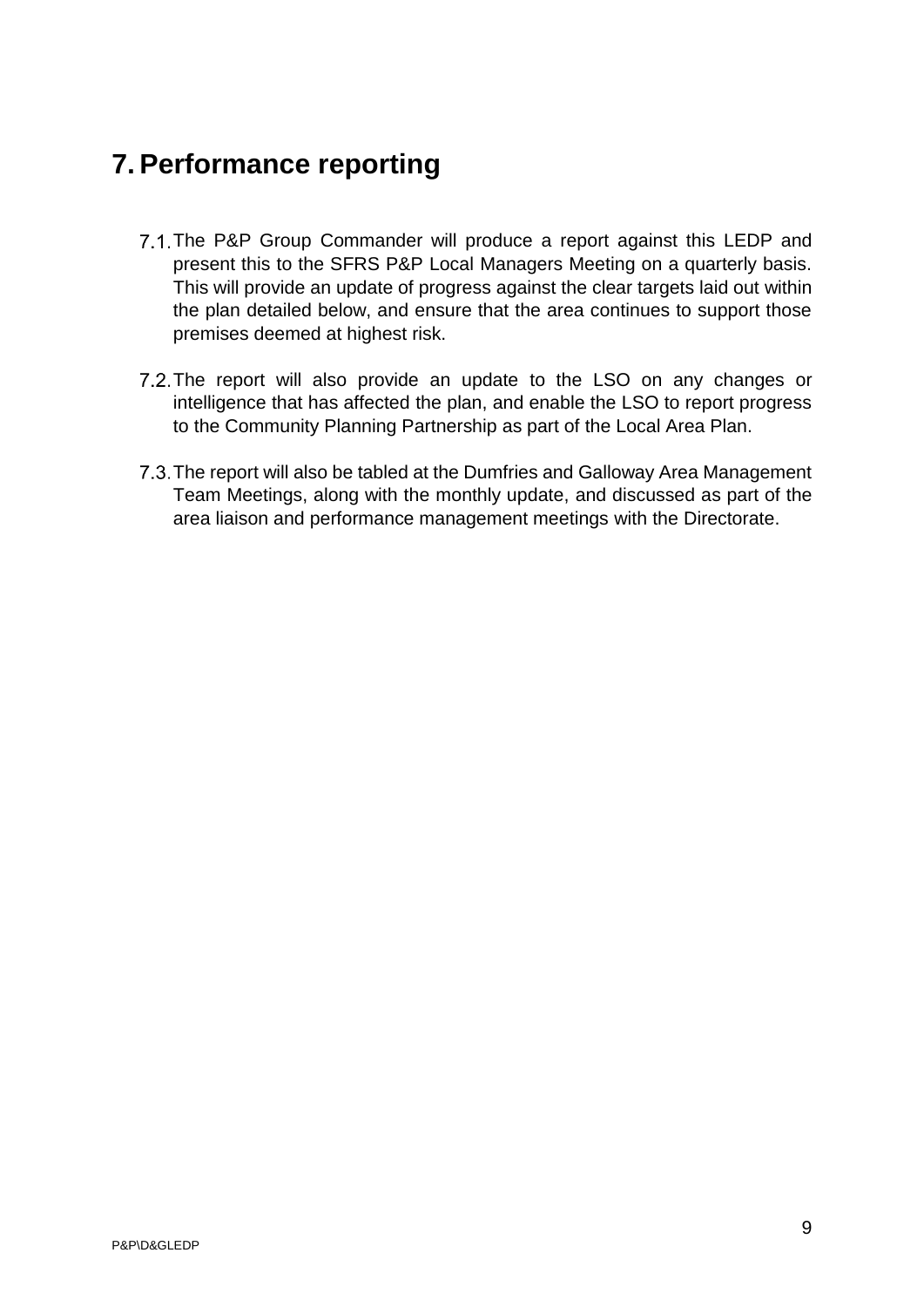# 7. Performance reporting

7.1. The P&P Group Commander will produce a report against this LEDP and present this to the SFRS P&P Local Managers Meeting on a quarterly basis. This will provide an update of progress against the clear targets laid out within the plan detailed below, and ensure that the area continues to support those premises deemed at highest risk.

7.2. The report will also provide an update to the LSO on any changes or intelligence that has affected the plan, and enable the LSO to report progress to the Community Planning Partnership as part of the Local Area Plan.

7.3. The report will also be tabled at the Dumfries and Galloway Area Management Team Meetings, along with the monthly update, and discussed as part of the area liaison and performance management meetings with the Directorate.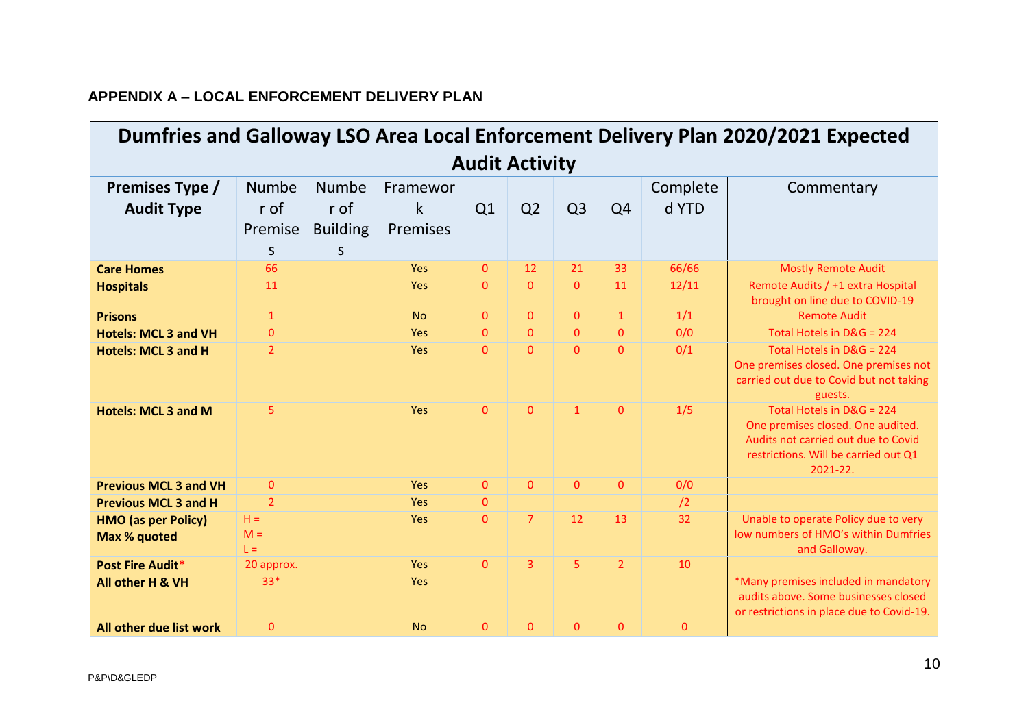**APPENDIX A – LOCAL ENFORCEMENT DELIVERY PLAN**

| Dumfries and Galloway LSO Area Local Enforcement Delivery Plan 2020/2021 Expected Audit Activity | | | | | | | | | |
|---|---|---|---|---|---|---|---|---|---|
| **Premises Type / Audit Type** | Number of Premises | Number of Buildings | Framework Premises | Q1 | Q2 | Q3 | Q4 | Completed YTD | Commentary |
| **Care Homes** | 66 | | Yes | 0 | 12 | 21 | 33 | 66/66 | Mostly Remote Audit |
| **Hospitals** | 11 | | Yes | 0 | 0 | 0 | 11 | 12/11 | Remote Audits / +1 extra Hospital brought on line due to COVID-19 |
| **Prisons** | 1 | | No | 0 | 0 | 0 | 1 | 1/1 | Remote Audit |
| **Hotels: MCL 3 and VH** | 0 | | Yes | 0 | 0 | 0 | 0 | 0/0 | Total Hotels in D&G = 224 |
| **Hotels: MCL 3 and H** | 2 | | Yes | 0 | 0 | 0 | 0 | 0/1 | Total Hotels in D&G = 224 One premises closed. One premises not carried out due to Covid but not taking guests. |
| **Hotels: MCL 3 and M** | 5 | | Yes | 0 | 0 | 1 | 0 | 1/5 | Total Hotels in D&G = 224 One premises closed. One audited. Audits not carried out due to Covid restrictions. Will be carried out Q1 2021-22. |
| **Previous MCL 3 and VH** | 0 | | Yes | 0 | 0 | 0 | 0 | 0/0 | |
| **Previous MCL 3 and H** | 2 | | Yes | 0 | | | | /2 | |
| **HMO (as per Policy) Max % quoted** | H = M = L = | | Yes | 0 | 7 | 12 | 13 | 32 | Unable to operate Policy due to very low numbers of HMO's within Dumfries and Galloway. |
| **Post Fire Audit*** | 20 approx. | | Yes | 0 | 3 | 5 | 2 | 10 | |
| **All other H & VH** | 33* | | Yes | | | | | | *Many premises included in mandatory audits above. Some businesses closed or restrictions in place due to Covid-19. |
| **All other due list work** | 0 | | No | 0 | 0 | 0 | 0 | 0 | |

P&P\D&GLEDP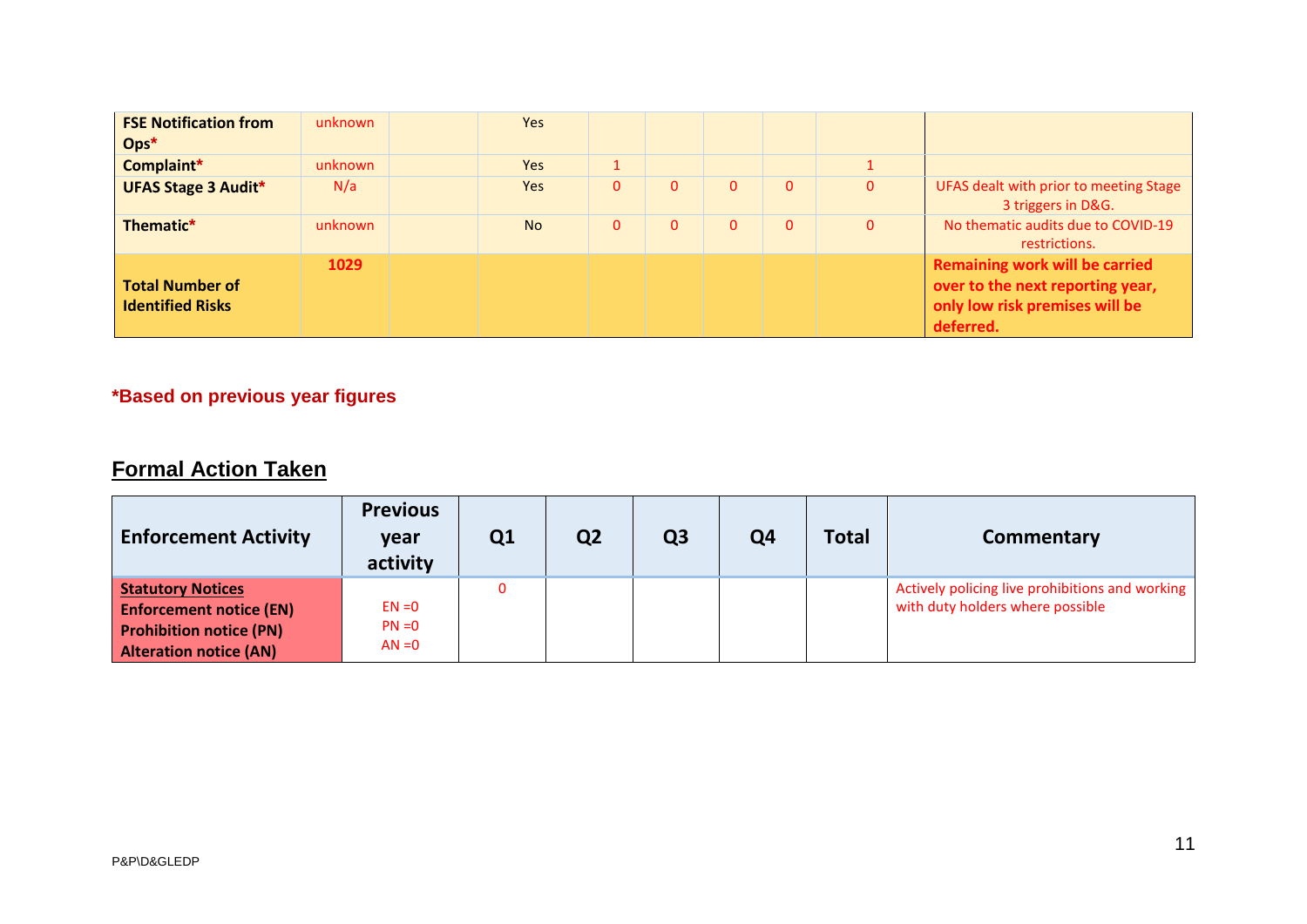| | | | | | | | | | |
|---|---|---|---|---|---|---|---|---|---|
| **FSE Notification from Ops*** | unknown | | Yes | | | | | | |
| **Complaint*** | unknown | | Yes | 1 | | | | 1 | |
| **UFAS Stage 3 Audit*** | N/a | | Yes | 0 | 0 | 0 | 0 | 0 | UFAS dealt with prior to meeting Stage 3 triggers in D&G. |
| **Thematic*** | unknown | | No | 0 | 0 | 0 | 0 | 0 | No thematic audits due to COVID-19 restrictions. |
| **Total Number of Identified Risks** | **1029** | | | | | | | | **Remaining work will be carried over to the next reporting year, only low risk premises will be deferred.** |

***Based on previous year figures**

## Formal Action Taken

| Enforcement Activity | Previous year activity | Q1 | Q2 | Q3 | Q4 | Total | Commentary |
|---|---|---|---|---|---|---|---|
| **Statutory Notices**<br>**Enforcement notice (EN)**<br>**Prohibition notice (PN)**<br>**Alteration notice (AN)** | EN =0<br>PN =0<br>AN =0 | 0 | | | | | Actively policing live prohibitions and working with duty holders where possible |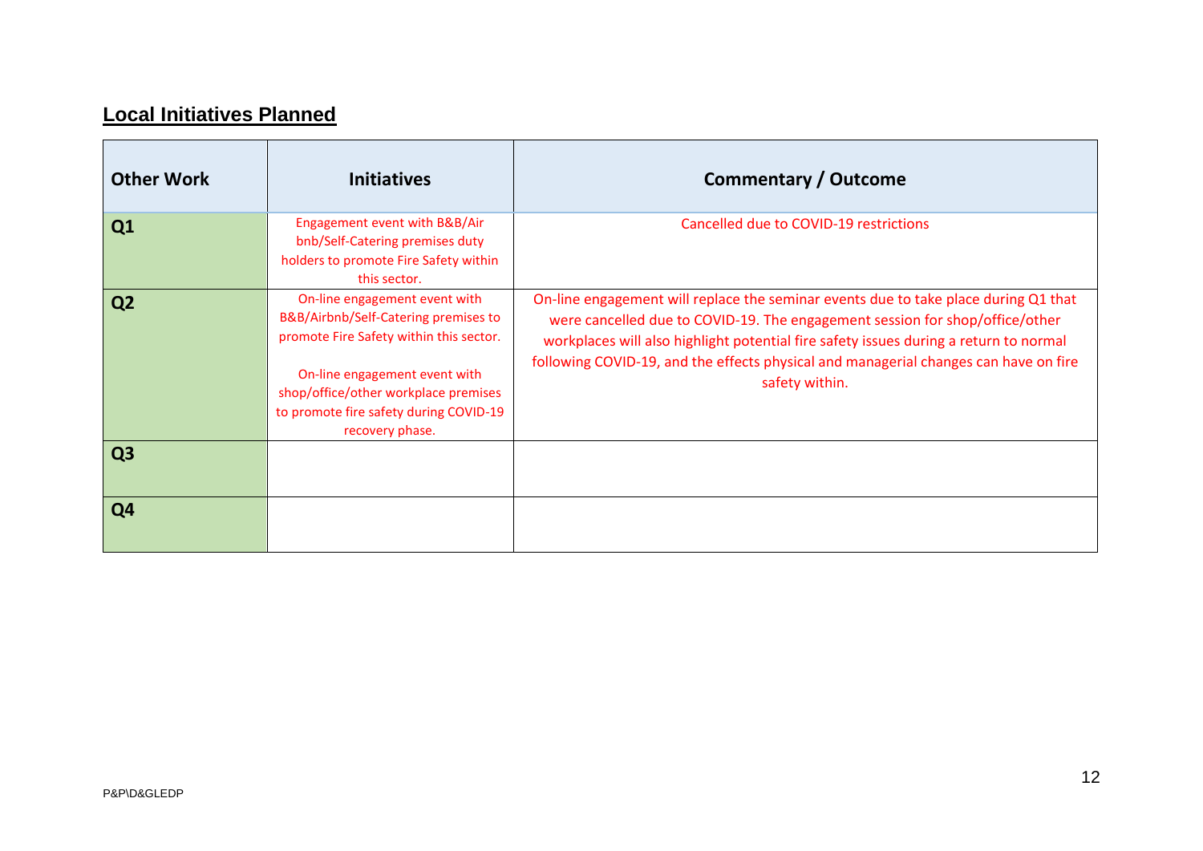## Local Initiatives Planned

| Other Work | Initiatives | Commentary / Outcome |
|---|---|---|
| Q1 | Engagement event with B&B/Air bnb/Self-Catering premises duty holders to promote Fire Safety within this sector. | Cancelled due to COVID-19 restrictions |
| Q2 | On-line engagement event with B&B/Airbnb/Self-Catering premises to promote Fire Safety within this sector.<br><br>On-line engagement event with shop/office/other workplace premises to promote fire safety during COVID-19 recovery phase. | On-line engagement will replace the seminar events due to take place during Q1 that were cancelled due to COVID-19. The engagement session for shop/office/other workplaces will also highlight potential fire safety issues during a return to normal following COVID-19, and the effects physical and managerial changes can have on fire safety within. |
| Q3 | | |
| Q4 | | |

P&P\D&GLEDP